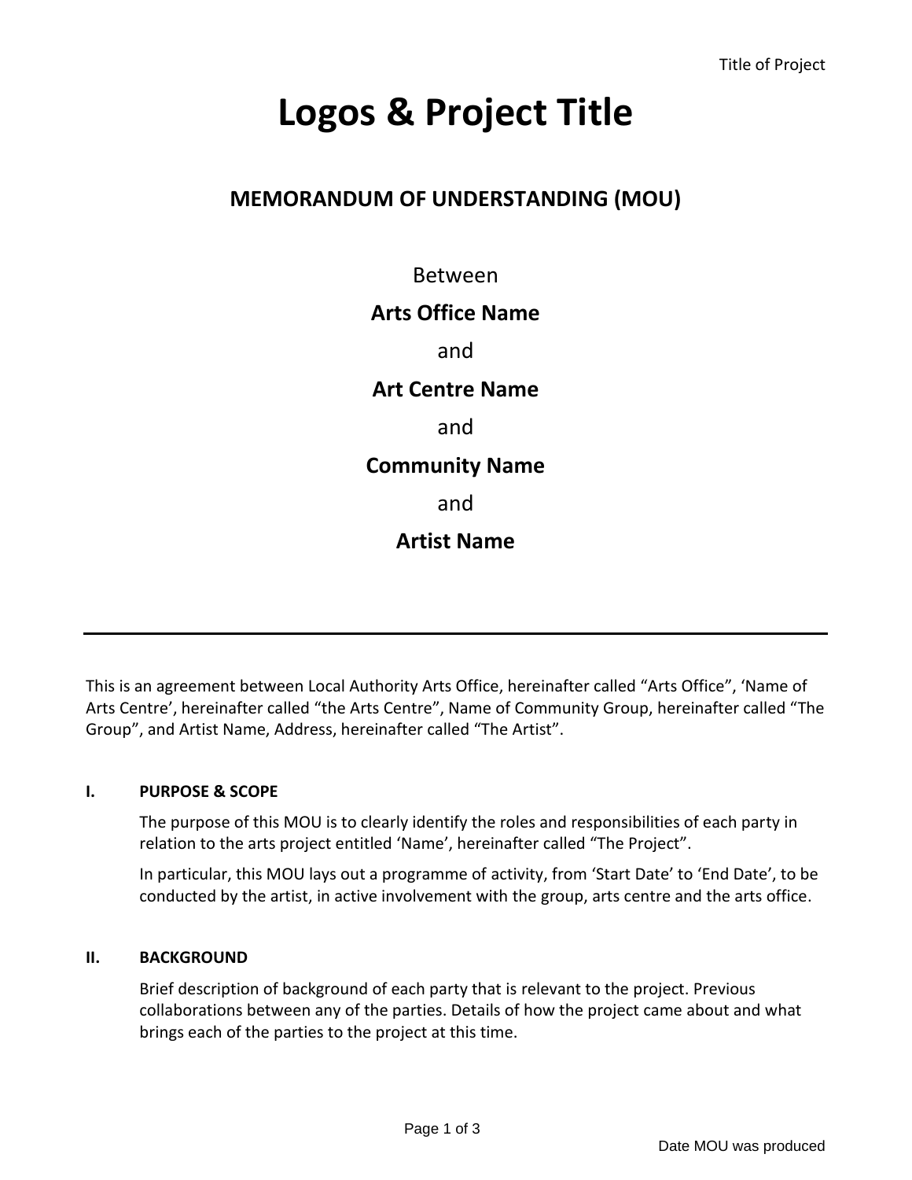# Logos & Project Title

## MEMORANDUM OF UNDERSTANDING (MOU)

Between

**Arts Office Name**

and

**Art Centre Name**

and

**Community Name**

and

**Artist Name**

---

This is an agreement between Local Authority Arts Office, hereinafter called "Arts Office", 'Name of Arts Centre', hereinafter called "the Arts Centre", Name of Community Group, hereinafter called "The Group", and Artist Name, Address, hereinafter called "The Artist".

### I. PURPOSE & SCOPE

The purpose of this MOU is to clearly identify the roles and responsibilities of each party in relation to the arts project entitled 'Name', hereinafter called "The Project".

In particular, this MOU lays out a programme of activity, from 'Start Date' to 'End Date', to be conducted by the artist, in active involvement with the group, arts centre and the arts office.

### II. BACKGROUND

Brief description of background of each party that is relevant to the project. Previous collaborations between any of the parties. Details of how the project came about and what brings each of the parties to the project at this time.

Date MOU was produced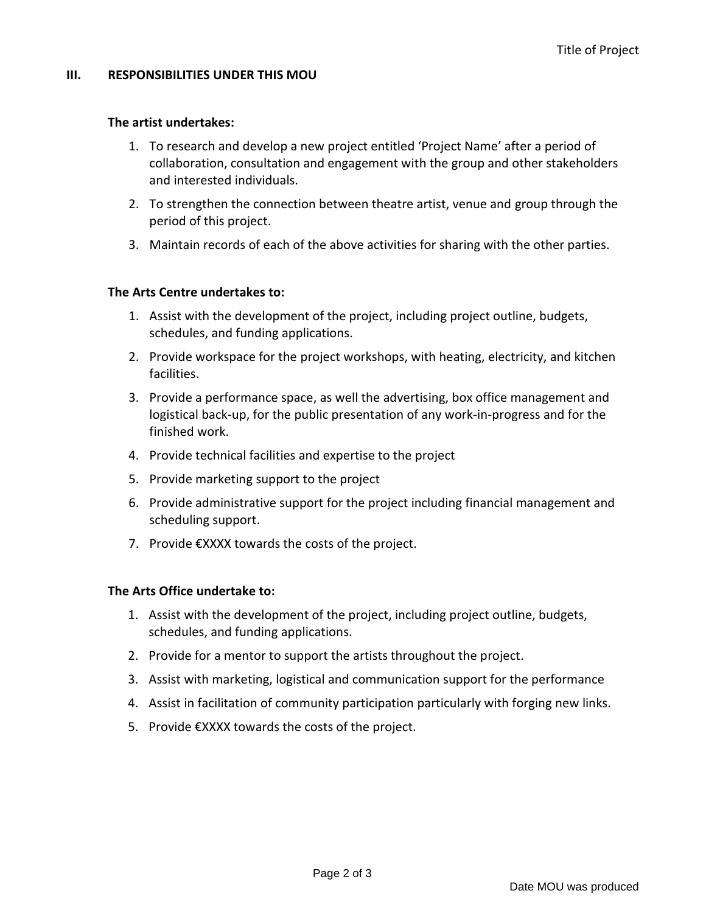## III. RESPONSIBILITIES UNDER THIS MOU

**The artist undertakes:**

1. To research and develop a new project entitled 'Project Name' after a period of collaboration, consultation and engagement with the group and other stakeholders and interested individuals.
2. To strengthen the connection between theatre artist, venue and group through the period of this project.
3. Maintain records of each of the above activities for sharing with the other parties.

**The Arts Centre undertakes to:**

1. Assist with the development of the project, including project outline, budgets, schedules, and funding applications.
2. Provide workspace for the project workshops, with heating, electricity, and kitchen facilities.
3. Provide a performance space, as well the advertising, box office management and logistical back-up, for the public presentation of any work-in-progress and for the finished work.
4. Provide technical facilities and expertise to the project
5. Provide marketing support to the project
6. Provide administrative support for the project including financial management and scheduling support.
7. Provide €XXXX towards the costs of the project.

**The Arts Office undertake to:**

1. Assist with the development of the project, including project outline, budgets, schedules, and funding applications.
2. Provide for a mentor to support the artists throughout the project.
3. Assist with marketing, logistical and communication support for the performance
4. Assist in facilitation of community participation particularly with forging new links.
5. Provide €XXXX towards the costs of the project.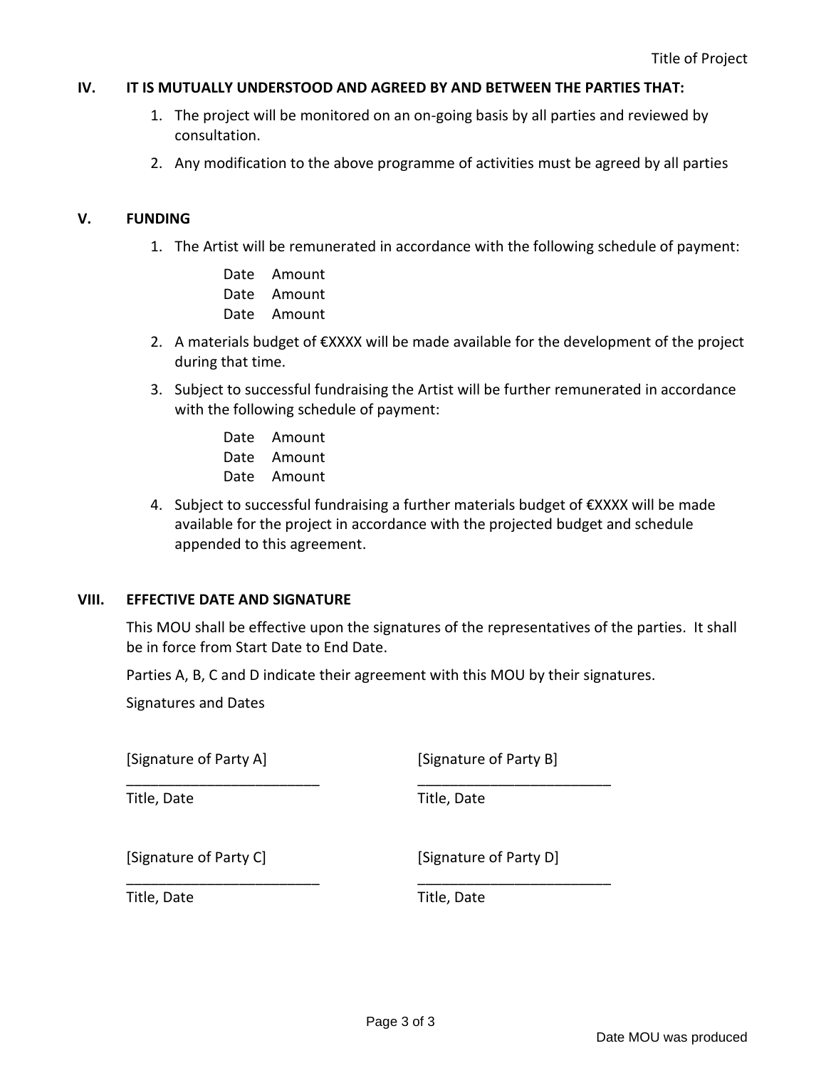## IV. IT IS MUTUALLY UNDERSTOOD AND AGREED BY AND BETWEEN THE PARTIES THAT:

1. The project will be monitored on an on-going basis by all parties and reviewed by consultation.
2. Any modification to the above programme of activities must be agreed by all parties

## V. FUNDING

1. The Artist will be remunerated in accordance with the following schedule of payment:

   Date Amount
   Date Amount
   Date Amount

2. A materials budget of €XXXX will be made available for the development of the project during that time.
3. Subject to successful fundraising the Artist will be further remunerated in accordance with the following schedule of payment:

   Date Amount
   Date Amount
   Date Amount

4. Subject to successful fundraising a further materials budget of €XXXX will be made available for the project in accordance with the projected budget and schedule appended to this agreement.

## VIII. EFFECTIVE DATE AND SIGNATURE

This MOU shall be effective upon the signatures of the representatives of the parties. It shall be in force from Start Date to End Date.

Parties A, B, C and D indicate their agreement with this MOU by their signatures.

Signatures and Dates

[Signature of Party A]
________________________
Title, Date

[Signature of Party B]
________________________
Title, Date

[Signature of Party C]
________________________
Title, Date

[Signature of Party D]
________________________
Title, Date

Date MOU was produced